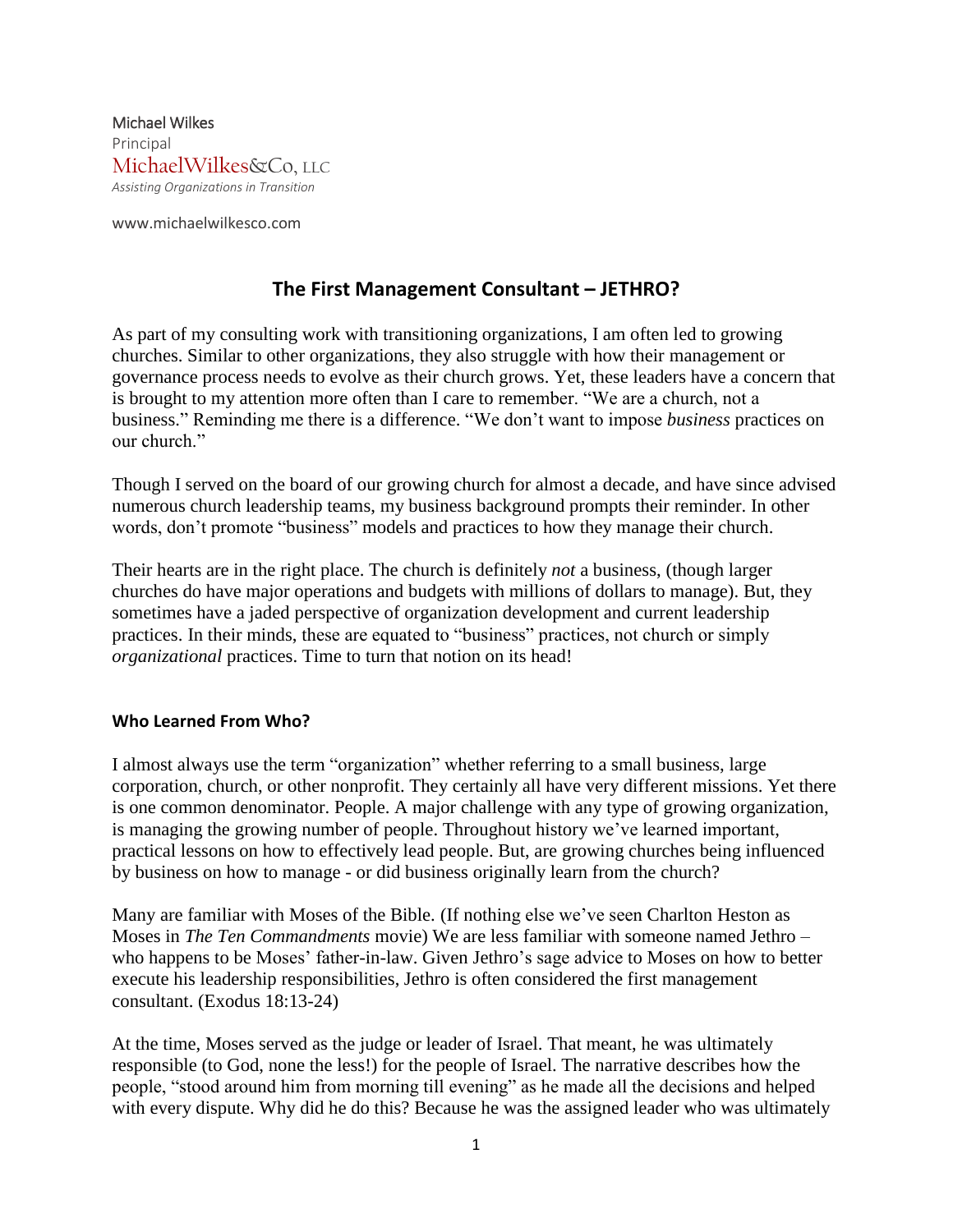Michael Wilkes
Principal
MichaelWilkes&Co, LLC
*Assisting Organizations in Transition*

www.michaelwilkesco.com

## The First Management Consultant – JETHRO?

As part of my consulting work with transitioning organizations, I am often led to growing churches. Similar to other organizations, they also struggle with how their management or governance process needs to evolve as their church grows. Yet, these leaders have a concern that is brought to my attention more often than I care to remember. "We are a church, not a business." Reminding me there is a difference. "We don't want to impose *business* practices on our church."

Though I served on the board of our growing church for almost a decade, and have since advised numerous church leadership teams, my business background prompts their reminder. In other words, don't promote "business" models and practices to how they manage their church.

Their hearts are in the right place. The church is definitely *not* a business, (though larger churches do have major operations and budgets with millions of dollars to manage). But, they sometimes have a jaded perspective of organization development and current leadership practices. In their minds, these are equated to "business" practices, not church or simply *organizational* practices. Time to turn that notion on its head!

### Who Learned From Who?

I almost always use the term "organization" whether referring to a small business, large corporation, church, or other nonprofit. They certainly all have very different missions. Yet there is one common denominator. People. A major challenge with any type of growing organization, is managing the growing number of people. Throughout history we've learned important, practical lessons on how to effectively lead people. But, are growing churches being influenced by business on how to manage - or did business originally learn from the church?

Many are familiar with Moses of the Bible. (If nothing else we've seen Charlton Heston as Moses in *The Ten Commandments* movie) We are less familiar with someone named Jethro – who happens to be Moses' father-in-law. Given Jethro's sage advice to Moses on how to better execute his leadership responsibilities, Jethro is often considered the first management consultant. (Exodus 18:13-24)

At the time, Moses served as the judge or leader of Israel. That meant, he was ultimately responsible (to God, none the less!) for the people of Israel. The narrative describes how the people, "stood around him from morning till evening" as he made all the decisions and helped with every dispute. Why did he do this? Because he was the assigned leader who was ultimately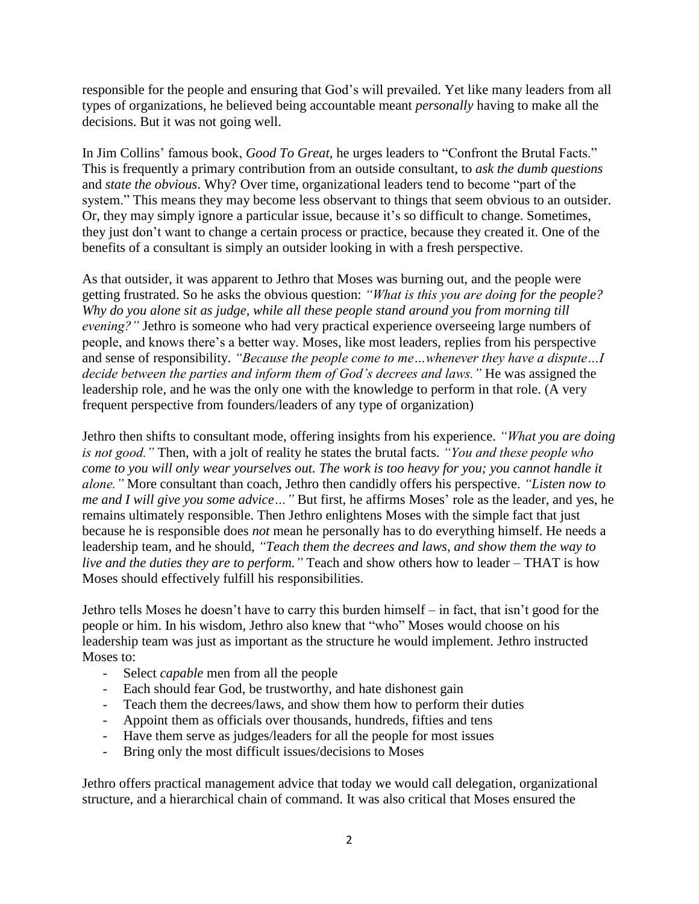responsible for the people and ensuring that God's will prevailed. Yet like many leaders from all types of organizations, he believed being accountable meant *personally* having to make all the decisions. But it was not going well.

In Jim Collins' famous book, *Good To Great*, he urges leaders to "Confront the Brutal Facts." This is frequently a primary contribution from an outside consultant, to *ask the dumb questions* and *state the obvious*. Why? Over time, organizational leaders tend to become "part of the system." This means they may become less observant to things that seem obvious to an outsider. Or, they may simply ignore a particular issue, because it's so difficult to change. Sometimes, they just don't want to change a certain process or practice, because they created it. One of the benefits of a consultant is simply an outsider looking in with a fresh perspective.

As that outsider, it was apparent to Jethro that Moses was burning out, and the people were getting frustrated. So he asks the obvious question: *"What is this you are doing for the people? Why do you alone sit as judge, while all these people stand around you from morning till evening?"* Jethro is someone who had very practical experience overseeing large numbers of people, and knows there's a better way. Moses, like most leaders, replies from his perspective and sense of responsibility. *"Because the people come to me…whenever they have a dispute…I decide between the parties and inform them of God's decrees and laws."* He was assigned the leadership role, and he was the only one with the knowledge to perform in that role. (A very frequent perspective from founders/leaders of any type of organization)

Jethro then shifts to consultant mode, offering insights from his experience. *"What you are doing is not good."* Then, with a jolt of reality he states the brutal facts. *"You and these people who come to you will only wear yourselves out. The work is too heavy for you; you cannot handle it alone."* More consultant than coach, Jethro then candidly offers his perspective. *"Listen now to me and I will give you some advice…"* But first, he affirms Moses' role as the leader, and yes, he remains ultimately responsible. Then Jethro enlightens Moses with the simple fact that just because he is responsible does *not* mean he personally has to do everything himself. He needs a leadership team, and he should, *"Teach them the decrees and laws, and show them the way to live and the duties they are to perform."* Teach and show others how to leader – THAT is how Moses should effectively fulfill his responsibilities.

Jethro tells Moses he doesn't have to carry this burden himself – in fact, that isn't good for the people or him. In his wisdom, Jethro also knew that "who" Moses would choose on his leadership team was just as important as the structure he would implement. Jethro instructed Moses to:

- Select *capable* men from all the people
- Each should fear God, be trustworthy, and hate dishonest gain
- Teach them the decrees/laws, and show them how to perform their duties
- Appoint them as officials over thousands, hundreds, fifties and tens
- Have them serve as judges/leaders for all the people for most issues
- Bring only the most difficult issues/decisions to Moses

Jethro offers practical management advice that today we would call delegation, organizational structure, and a hierarchical chain of command. It was also critical that Moses ensured the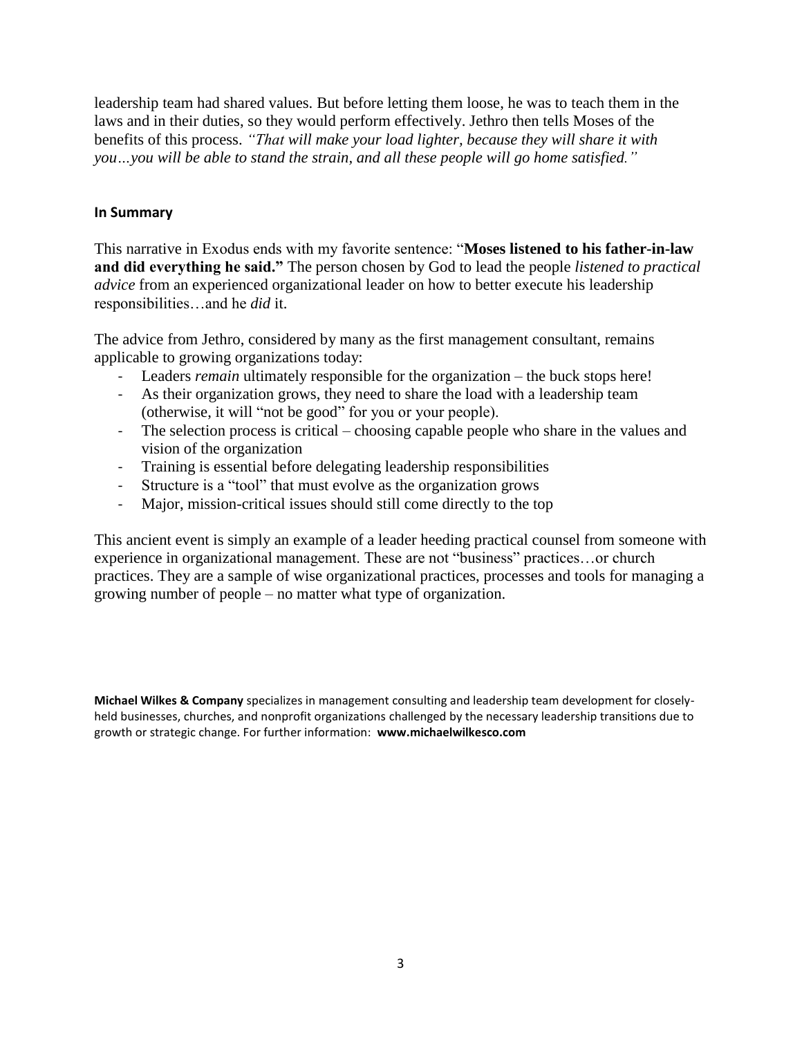leadership team had shared values. But before letting them loose, he was to teach them in the laws and in their duties, so they would perform effectively. Jethro then tells Moses of the benefits of this process. *"That will make your load lighter, because they will share it with you…you will be able to stand the strain, and all these people will go home satisfied."*

### In Summary

This narrative in Exodus ends with my favorite sentence: "**Moses listened to his father-in-law and did everything he said."** The person chosen by God to lead the people *listened to practical advice* from an experienced organizational leader on how to better execute his leadership responsibilities…and he *did* it.

The advice from Jethro, considered by many as the first management consultant, remains applicable to growing organizations today:

- Leaders *remain* ultimately responsible for the organization – the buck stops here!
- As their organization grows, they need to share the load with a leadership team (otherwise, it will "not be good" for you or your people).
- The selection process is critical – choosing capable people who share in the values and vision of the organization
- Training is essential before delegating leadership responsibilities
- Structure is a "tool" that must evolve as the organization grows
- Major, mission-critical issues should still come directly to the top

This ancient event is simply an example of a leader heeding practical counsel from someone with experience in organizational management. These are not "business" practices…or church practices. They are a sample of wise organizational practices, processes and tools for managing a growing number of people – no matter what type of organization.

**Michael Wilkes & Company** specializes in management consulting and leadership team development for closely-held businesses, churches, and nonprofit organizations challenged by the necessary leadership transitions due to growth or strategic change. For further information: **www.michaelwilkesco.com**